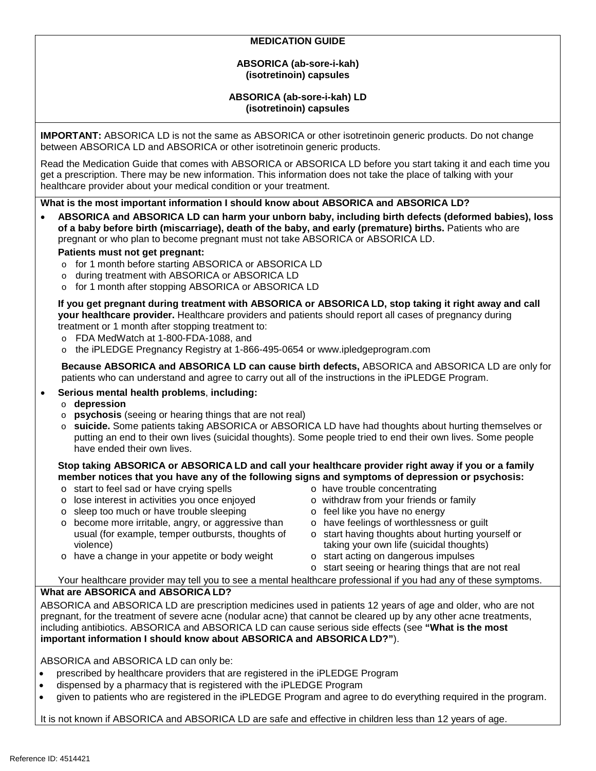# MEDICATION GUIDE

## ABSORICA (ab-sore-i-kah) (isotretinoin) capsules

## ABSORICA (ab-sore-i-kah) LD (isotretinoin) capsules

**IMPORTANT:** ABSORICA LD is not the same as ABSORICA or other isotretinoin generic products. Do not change between ABSORICA LD and ABSORICA or other isotretinoin generic products.

Read the Medication Guide that comes with ABSORICA or ABSORICA LD before you start taking it and each time you get a prescription. There may be new information. This information does not take the place of talking with your healthcare provider about your medical condition or your treatment.

**What is the most important information I should know about ABSORICA and ABSORICA LD?**

- **ABSORICA and ABSORICA LD can harm your unborn baby, including birth defects (deformed babies), loss of a baby before birth (miscarriage), death of the baby, and early (premature) births.** Patients who are pregnant or who plan to become pregnant must not take ABSORICA or ABSORICA LD.

  **Patients must not get pregnant:**
  - for 1 month before starting ABSORICA or ABSORICA LD
  - during treatment with ABSORICA or ABSORICA LD
  - for 1 month after stopping ABSORICA or ABSORICA LD

  **If you get pregnant during treatment with ABSORICA or ABSORICA LD, stop taking it right away and call your healthcare provider.** Healthcare providers and patients should report all cases of pregnancy during treatment or 1 month after stopping treatment to:
  - FDA MedWatch at 1-800-FDA-1088, and
  - the iPLEDGE Pregnancy Registry at 1-866-495-0654 or www.ipledgeprogram.com

  **Because ABSORICA and ABSORICA LD can cause birth defects,** ABSORICA and ABSORICA LD are only for patients who can understand and agree to carry out all of the instructions in the iPLEDGE Program.

- **Serious mental health problems**, **including:**
  - **depression**
  - **psychosis** (seeing or hearing things that are not real)
  - **suicide.** Some patients taking ABSORICA or ABSORICA LD have had thoughts about hurting themselves or putting an end to their own lives (suicidal thoughts). Some people tried to end their own lives. Some people have ended their own lives.

  **Stop taking ABSORICA or ABSORICA LD and call your healthcare provider right away if you or a family member notices that you have any of the following signs and symptoms of depression or psychosis:**
  - start to feel sad or have crying spells
  - lose interest in activities you once enjoyed
  - sleep too much or have trouble sleeping
  - become more irritable, angry, or aggressive than usual (for example, temper outbursts, thoughts of violence)
  - have a change in your appetite or body weight
  - have trouble concentrating
  - withdraw from your friends or family
  - feel like you have no energy
  - have feelings of worthlessness or guilt
  - start having thoughts about hurting yourself or taking your own life (suicidal thoughts)
  - start acting on dangerous impulses
  - start seeing or hearing things that are not real

  Your healthcare provider may tell you to see a mental healthcare professional if you had any of these symptoms.

**What are ABSORICA and ABSORICA LD?**

ABSORICA and ABSORICA LD are prescription medicines used in patients 12 years of age and older, who are not pregnant, for the treatment of severe acne (nodular acne) that cannot be cleared up by any other acne treatments, including antibiotics. ABSORICA and ABSORICA LD can cause serious side effects (see **"What is the most important information I should know about ABSORICA and ABSORICA LD?"**).

ABSORICA and ABSORICA LD can only be:

- prescribed by healthcare providers that are registered in the iPLEDGE Program
- dispensed by a pharmacy that is registered with the iPLEDGE Program
- given to patients who are registered in the iPLEDGE Program and agree to do everything required in the program.

It is not known if ABSORICA and ABSORICA LD are safe and effective in children less than 12 years of age.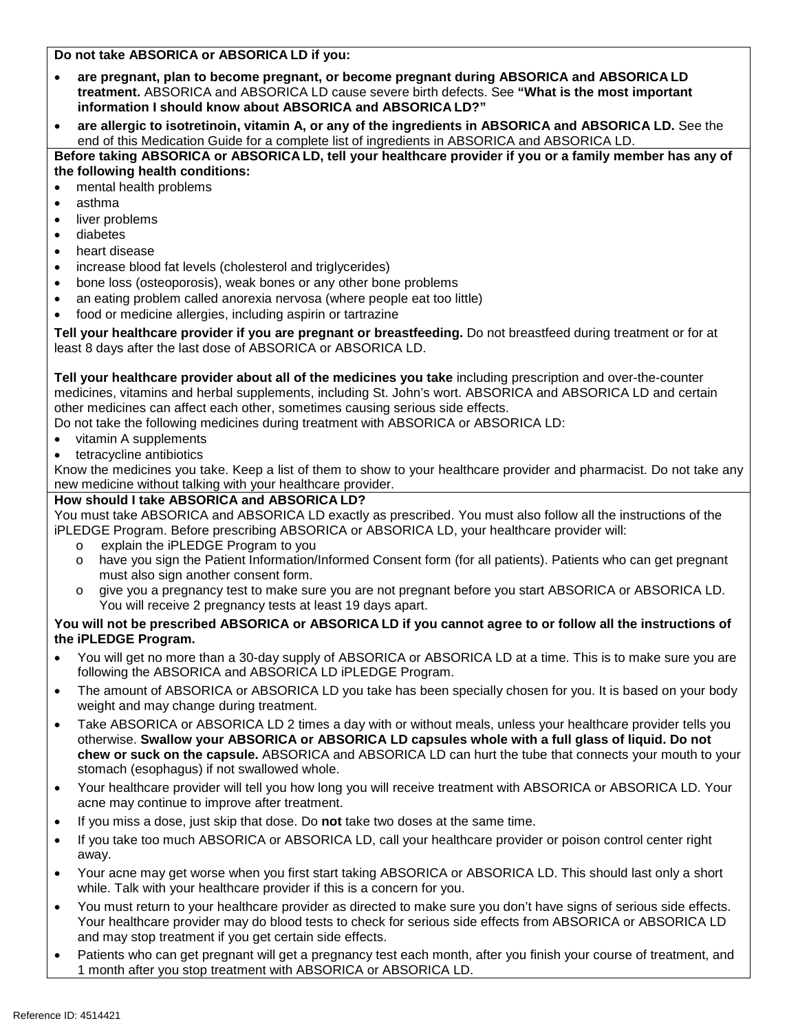**Do not take ABSORICA or ABSORICA LD if you:**

- **are pregnant, plan to become pregnant, or become pregnant during ABSORICA and ABSORICA LD treatment.** ABSORICA and ABSORICA LD cause severe birth defects. See **"What is the most important information I should know about ABSORICA and ABSORICA LD?"**
- **are allergic to isotretinoin, vitamin A, or any of the ingredients in ABSORICA and ABSORICA LD.** See the end of this Medication Guide for a complete list of ingredients in ABSORICA and ABSORICA LD.

**Before taking ABSORICA or ABSORICA LD, tell your healthcare provider if you or a family member has any of the following health conditions:**

- mental health problems
- asthma
- liver problems
- diabetes
- heart disease
- increase blood fat levels (cholesterol and triglycerides)
- bone loss (osteoporosis), weak bones or any other bone problems
- an eating problem called anorexia nervosa (where people eat too little)
- food or medicine allergies, including aspirin or tartrazine

**Tell your healthcare provider if you are pregnant or breastfeeding.** Do not breastfeed during treatment or for at least 8 days after the last dose of ABSORICA or ABSORICA LD.

**Tell your healthcare provider about all of the medicines you take** including prescription and over-the-counter medicines, vitamins and herbal supplements, including St. John's wort. ABSORICA and ABSORICA LD and certain other medicines can affect each other, sometimes causing serious side effects.

Do not take the following medicines during treatment with ABSORICA or ABSORICA LD:

- vitamin A supplements
- tetracycline antibiotics

Know the medicines you take. Keep a list of them to show to your healthcare provider and pharmacist. Do not take any new medicine without talking with your healthcare provider.

**How should I take ABSORICA and ABSORICA LD?**

You must take ABSORICA and ABSORICA LD exactly as prescribed. You must also follow all the instructions of the iPLEDGE Program. Before prescribing ABSORICA or ABSORICA LD, your healthcare provider will:

- explain the iPLEDGE Program to you
- have you sign the Patient Information/Informed Consent form (for all patients). Patients who can get pregnant must also sign another consent form.
- give you a pregnancy test to make sure you are not pregnant before you start ABSORICA or ABSORICA LD. You will receive 2 pregnancy tests at least 19 days apart.

**You will not be prescribed ABSORICA or ABSORICA LD if you cannot agree to or follow all the instructions of the iPLEDGE Program.**

- You will get no more than a 30-day supply of ABSORICA or ABSORICA LD at a time. This is to make sure you are following the ABSORICA and ABSORICA LD iPLEDGE Program.
- The amount of ABSORICA or ABSORICA LD you take has been specially chosen for you. It is based on your body weight and may change during treatment.
- Take ABSORICA or ABSORICA LD 2 times a day with or without meals, unless your healthcare provider tells you otherwise. **Swallow your ABSORICA or ABSORICA LD capsules whole with a full glass of liquid. Do not chew or suck on the capsule.** ABSORICA and ABSORICA LD can hurt the tube that connects your mouth to your stomach (esophagus) if not swallowed whole.
- Your healthcare provider will tell you how long you will receive treatment with ABSORICA or ABSORICA LD. Your acne may continue to improve after treatment.
- If you miss a dose, just skip that dose. Do **not** take two doses at the same time.
- If you take too much ABSORICA or ABSORICA LD, call your healthcare provider or poison control center right away.
- Your acne may get worse when you first start taking ABSORICA or ABSORICA LD. This should last only a short while. Talk with your healthcare provider if this is a concern for you.
- You must return to your healthcare provider as directed to make sure you don't have signs of serious side effects. Your healthcare provider may do blood tests to check for serious side effects from ABSORICA or ABSORICA LD and may stop treatment if you get certain side effects.
- Patients who can get pregnant will get a pregnancy test each month, after you finish your course of treatment, and 1 month after you stop treatment with ABSORICA or ABSORICA LD.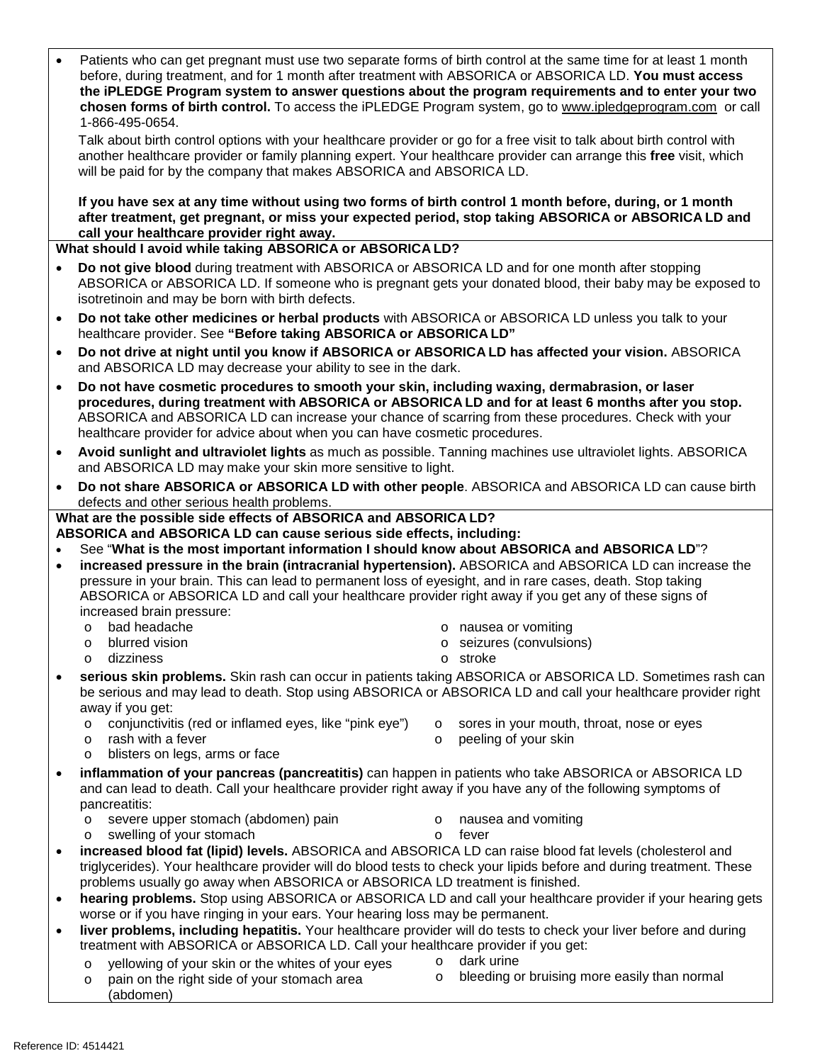- Patients who can get pregnant must use two separate forms of birth control at the same time for at least 1 month before, during treatment, and for 1 month after treatment with ABSORICA or ABSORICA LD. **You must access the iPLEDGE Program system to answer questions about the program requirements and to enter your two chosen forms of birth control.** To access the iPLEDGE Program system, go to www.ipledgeprogram.com or call 1-866-495-0654.

  Talk about birth control options with your healthcare provider or go for a free visit to talk about birth control with another healthcare provider or family planning expert. Your healthcare provider can arrange this **free** visit, which will be paid for by the company that makes ABSORICA and ABSORICA LD.

  **If you have sex at any time without using two forms of birth control 1 month before, during, or 1 month after treatment, get pregnant, or miss your expected period, stop taking ABSORICA or ABSORICA LD and call your healthcare provider right away.**

**What should I avoid while taking ABSORICA or ABSORICA LD?**

- **Do not give blood** during treatment with ABSORICA or ABSORICA LD and for one month after stopping ABSORICA or ABSORICA LD. If someone who is pregnant gets your donated blood, their baby may be exposed to isotretinoin and may be born with birth defects.
- **Do not take other medicines or herbal products** with ABSORICA or ABSORICA LD unless you talk to your healthcare provider. See **"Before taking ABSORICA or ABSORICA LD"**
- **Do not drive at night until you know if ABSORICA or ABSORICA LD has affected your vision.** ABSORICA and ABSORICA LD may decrease your ability to see in the dark.
- **Do not have cosmetic procedures to smooth your skin, including waxing, dermabrasion, or laser procedures, during treatment with ABSORICA or ABSORICA LD and for at least 6 months after you stop.** ABSORICA and ABSORICA LD can increase your chance of scarring from these procedures. Check with your healthcare provider for advice about when you can have cosmetic procedures.
- **Avoid sunlight and ultraviolet lights** as much as possible. Tanning machines use ultraviolet lights. ABSORICA and ABSORICA LD may make your skin more sensitive to light.
- **Do not share ABSORICA or ABSORICA LD with other people**. ABSORICA and ABSORICA LD can cause birth defects and other serious health problems.

**What are the possible side effects of ABSORICA and ABSORICA LD?**

**ABSORICA and ABSORICA LD can cause serious side effects, including:**

- See "**What is the most important information I should know about ABSORICA and ABSORICA LD**"?
- **increased pressure in the brain (intracranial hypertension).** ABSORICA and ABSORICA LD can increase the pressure in your brain. This can lead to permanent loss of eyesight, and in rare cases, death. Stop taking ABSORICA or ABSORICA LD and call your healthcare provider right away if you get any of these signs of increased brain pressure:
  - bad headache
  - blurred vision
  - dizziness
  - nausea or vomiting
  - seizures (convulsions)
  - stroke
- **serious skin problems.** Skin rash can occur in patients taking ABSORICA or ABSORICA LD. Sometimes rash can be serious and may lead to death. Stop using ABSORICA or ABSORICA LD and call your healthcare provider right away if you get:
  - conjunctivitis (red or inflamed eyes, like "pink eye")
  - rash with a fever
  - blisters on legs, arms or face
  - sores in your mouth, throat, nose or eyes
  - peeling of your skin
- **inflammation of your pancreas (pancreatitis)** can happen in patients who take ABSORICA or ABSORICA LD and can lead to death. Call your healthcare provider right away if you have any of the following symptoms of pancreatitis:
  - severe upper stomach (abdomen) pain
  - swelling of your stomach
  - nausea and vomiting
  - fever
- **increased blood fat (lipid) levels.** ABSORICA and ABSORICA LD can raise blood fat levels (cholesterol and triglycerides). Your healthcare provider will do blood tests to check your lipids before and during treatment. These problems usually go away when ABSORICA or ABSORICA LD treatment is finished.
- **hearing problems.** Stop using ABSORICA or ABSORICA LD and call your healthcare provider if your hearing gets worse or if you have ringing in your ears. Your hearing loss may be permanent.
- **liver problems, including hepatitis.** Your healthcare provider will do tests to check your liver before and during treatment with ABSORICA or ABSORICA LD. Call your healthcare provider if you get:
  - yellowing of your skin or the whites of your eyes
  - pain on the right side of your stomach area (abdomen)
  - dark urine
  - bleeding or bruising more easily than normal

Reference ID: 4514421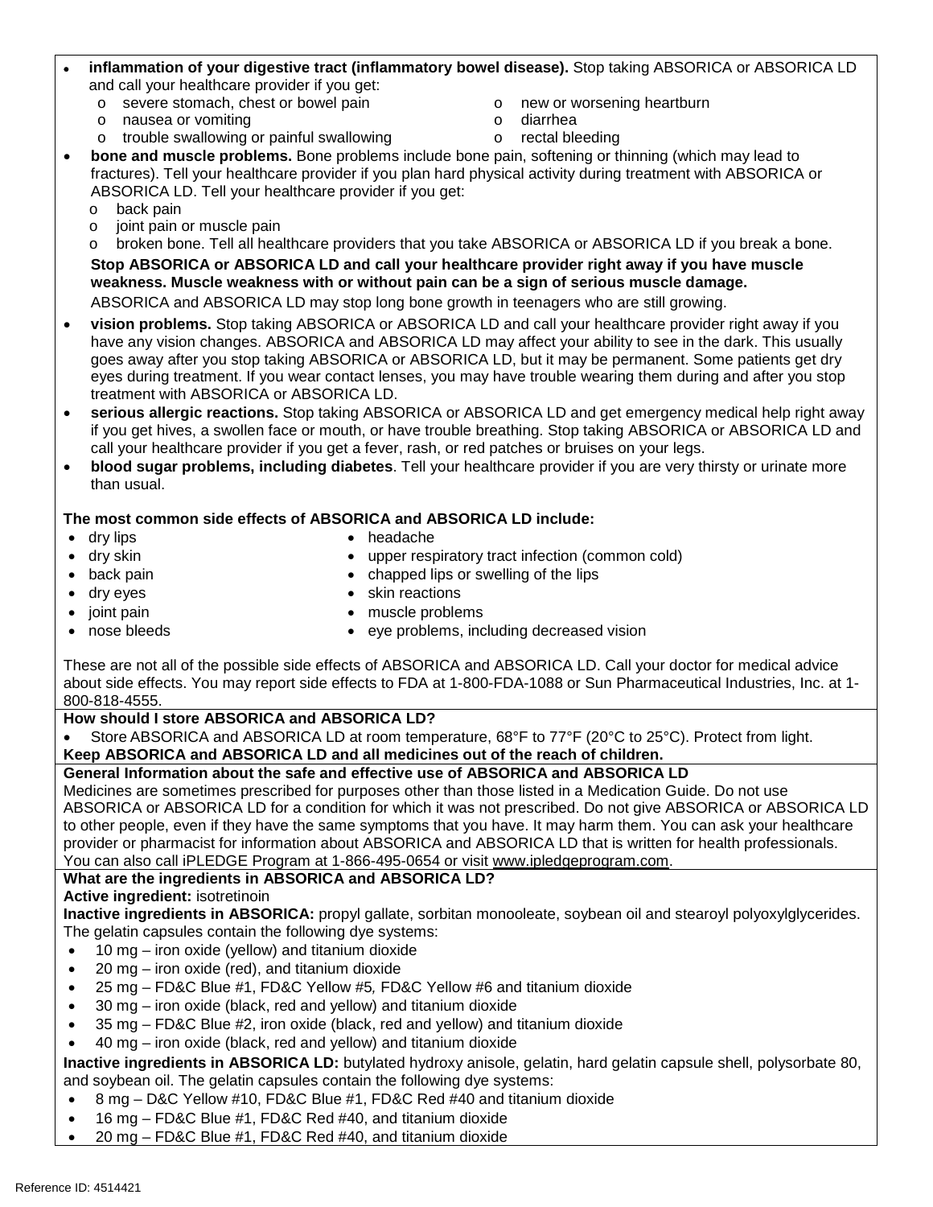- **inflammation of your digestive tract (inflammatory bowel disease).** Stop taking ABSORICA or ABSORICA LD and call your healthcare provider if you get:
  - severe stomach, chest or bowel pain
  - nausea or vomiting
  - trouble swallowing or painful swallowing
  - new or worsening heartburn
  - diarrhea
  - rectal bleeding
- **bone and muscle problems.** Bone problems include bone pain, softening or thinning (which may lead to fractures). Tell your healthcare provider if you plan hard physical activity during treatment with ABSORICA or ABSORICA LD. Tell your healthcare provider if you get:
  - back pain
  - joint pain or muscle pain
  - broken bone. Tell all healthcare providers that you take ABSORICA or ABSORICA LD if you break a bone.

  **Stop ABSORICA or ABSORICA LD and call your healthcare provider right away if you have muscle weakness. Muscle weakness with or without pain can be a sign of serious muscle damage.**

  ABSORICA and ABSORICA LD may stop long bone growth in teenagers who are still growing.
- **vision problems.** Stop taking ABSORICA or ABSORICA LD and call your healthcare provider right away if you have any vision changes. ABSORICA and ABSORICA LD may affect your ability to see in the dark. This usually goes away after you stop taking ABSORICA or ABSORICA LD, but it may be permanent. Some patients get dry eyes during treatment. If you wear contact lenses, you may have trouble wearing them during and after you stop treatment with ABSORICA or ABSORICA LD.
- **serious allergic reactions.** Stop taking ABSORICA or ABSORICA LD and get emergency medical help right away if you get hives, a swollen face or mouth, or have trouble breathing. Stop taking ABSORICA or ABSORICA LD and call your healthcare provider if you get a fever, rash, or red patches or bruises on your legs.
- **blood sugar problems, including diabetes**. Tell your healthcare provider if you are very thirsty or urinate more than usual.

**The most common side effects of ABSORICA and ABSORICA LD include:**

- dry lips
- dry skin
- back pain
- dry eyes
- joint pain
- nose bleeds
- headache
- upper respiratory tract infection (common cold)
- chapped lips or swelling of the lips
- skin reactions
- muscle problems
- eye problems, including decreased vision

These are not all of the possible side effects of ABSORICA and ABSORICA LD. Call your doctor for medical advice about side effects. You may report side effects to FDA at 1-800-FDA-1088 or Sun Pharmaceutical Industries, Inc. at 1-800-818-4555.

**How should I store ABSORICA and ABSORICA LD?**

- Store ABSORICA and ABSORICA LD at room temperature, 68°F to 77°F (20°C to 25°C). Protect from light.

**Keep ABSORICA and ABSORICA LD and all medicines out of the reach of children.**

**General Information about the safe and effective use of ABSORICA and ABSORICA LD**

Medicines are sometimes prescribed for purposes other than those listed in a Medication Guide. Do not use ABSORICA or ABSORICA LD for a condition for which it was not prescribed. Do not give ABSORICA or ABSORICA LD to other people, even if they have the same symptoms that you have. It may harm them. You can ask your healthcare provider or pharmacist for information about ABSORICA and ABSORICA LD that is written for health professionals. You can also call iPLEDGE Program at 1-866-495-0654 or visit www.ipledgeprogram.com.

**What are the ingredients in ABSORICA and ABSORICA LD?**

**Active ingredient:** isotretinoin

**Inactive ingredients in ABSORICA:** propyl gallate, sorbitan monooleate, soybean oil and stearoyl polyoxylglycerides. The gelatin capsules contain the following dye systems:

- 10 mg – iron oxide (yellow) and titanium dioxide
- 20 mg – iron oxide (red), and titanium dioxide
- 25 mg – FD&C Blue #1, FD&C Yellow #5, FD&C Yellow #6 and titanium dioxide
- 30 mg – iron oxide (black, red and yellow) and titanium dioxide
- 35 mg – FD&C Blue #2, iron oxide (black, red and yellow) and titanium dioxide
- 40 mg – iron oxide (black, red and yellow) and titanium dioxide

**Inactive ingredients in ABSORICA LD:** butylated hydroxy anisole, gelatin, hard gelatin capsule shell, polysorbate 80, and soybean oil. The gelatin capsules contain the following dye systems:

- 8 mg – D&C Yellow #10, FD&C Blue #1, FD&C Red #40 and titanium dioxide
- 16 mg – FD&C Blue #1, FD&C Red #40, and titanium dioxide
- 20 mg – FD&C Blue #1, FD&C Red #40, and titanium dioxide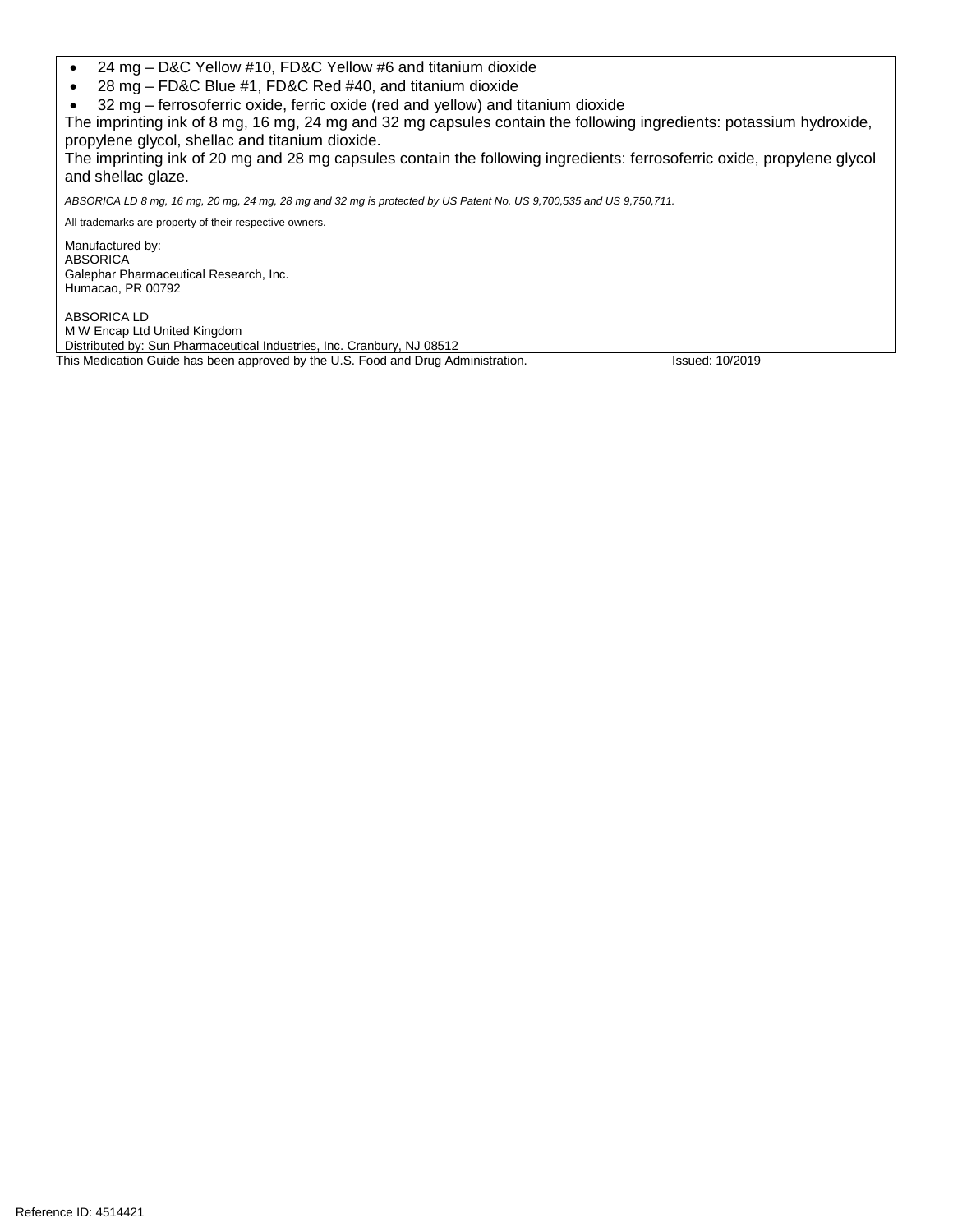- 24 mg – D&C Yellow #10, FD&C Yellow #6 and titanium dioxide
- 28 mg – FD&C Blue #1, FD&C Red #40, and titanium dioxide
- 32 mg – ferrosoferric oxide, ferric oxide (red and yellow) and titanium dioxide

The imprinting ink of 8 mg, 16 mg, 24 mg and 32 mg capsules contain the following ingredients: potassium hydroxide, propylene glycol, shellac and titanium dioxide.

The imprinting ink of 20 mg and 28 mg capsules contain the following ingredients: ferrosoferric oxide, propylene glycol and shellac glaze.

*ABSORICA LD 8 mg, 16 mg, 20 mg, 24 mg, 28 mg and 32 mg is protected by US Patent No. US 9,700,535 and US 9,750,711.*

All trademarks are property of their respective owners.

Manufactured by:
ABSORICA
Galephar Pharmaceutical Research, Inc.
Humacao, PR 00792

ABSORICA LD
M W Encap Ltd United Kingdom
Distributed by: Sun Pharmaceutical Industries, Inc. Cranbury, NJ 08512

This Medication Guide has been approved by the U.S. Food and Drug Administration. Issued: 10/2019